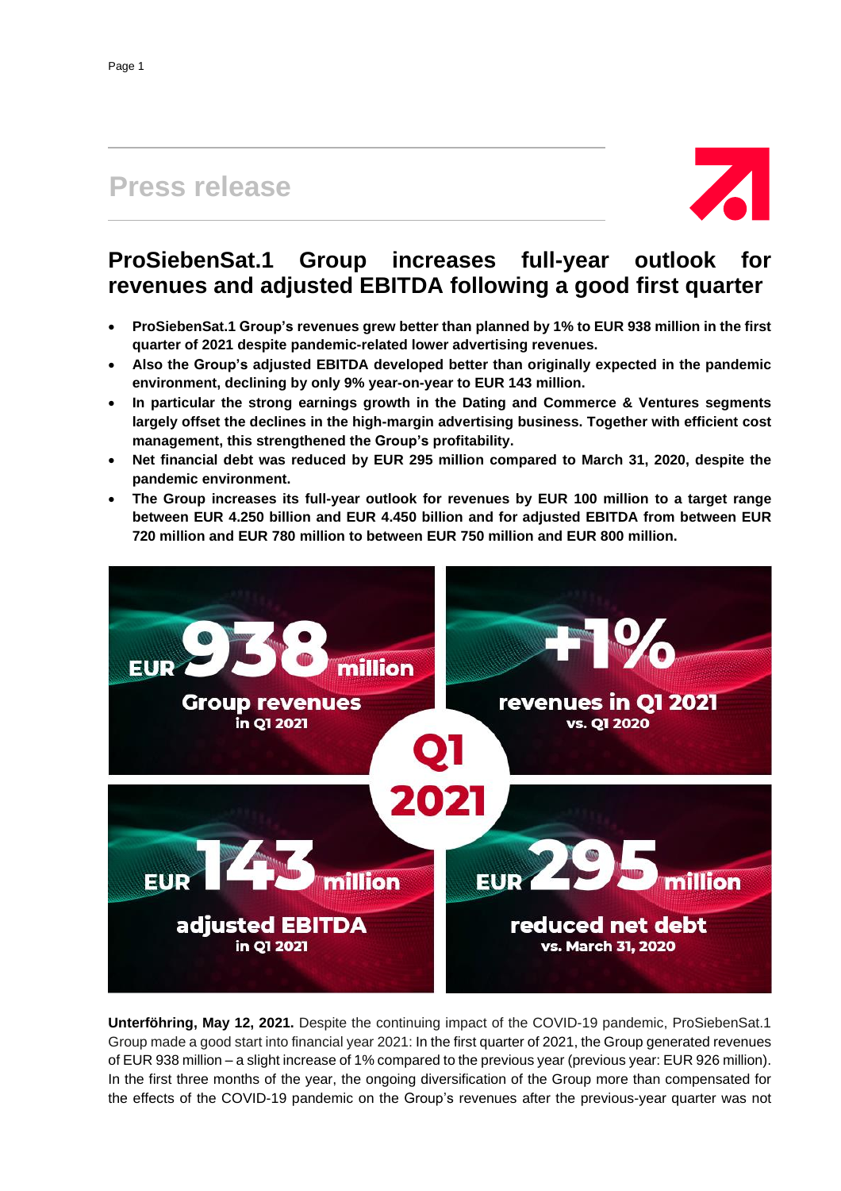# Press release

## ProSiebenSat.1 Group increases full-year outlook for revenues and adjusted EBITDA following a good first quarter

- **ProSiebenSat.1 Group's revenues grew better than planned by 1% to EUR 938 million in the first quarter of 2021 despite pandemic-related lower advertising revenues.**
- **Also the Group's adjusted EBITDA developed better than originally expected in the pandemic environment, declining by only 9% year-on-year to EUR 143 million.**
- **In particular the strong earnings growth in the Dating and Commerce & Ventures segments largely offset the declines in the high-margin advertising business. Together with efficient cost management, this strengthened the Group's profitability.**
- **Net financial debt was reduced by EUR 295 million compared to March 31, 2020, despite the pandemic environment.**
- **The Group increases its full-year outlook for revenues by EUR 100 million to a target range between EUR 4.250 billion and EUR 4.450 billion and for adjusted EBITDA from between EUR 720 million and EUR 780 million to between EUR 750 million and EUR 800 million.**

**Q1 2021**

- **EUR 938 million** Group revenues in Q1 2021
- **+1%** revenues in Q1 2021 vs. Q1 2020
- **EUR 143 million** adjusted EBITDA in Q1 2021
- **EUR 295 million** reduced net debt vs. March 31, 2020

**Unterföhring, May 12, 2021.** Despite the continuing impact of the COVID-19 pandemic, ProSiebenSat.1 Group made a good start into financial year 2021: In the first quarter of 2021, the Group generated revenues of EUR 938 million – a slight increase of 1% compared to the previous year (previous year: EUR 926 million). In the first three months of the year, the ongoing diversification of the Group more than compensated for the effects of the COVID-19 pandemic on the Group's revenues after the previous-year quarter was not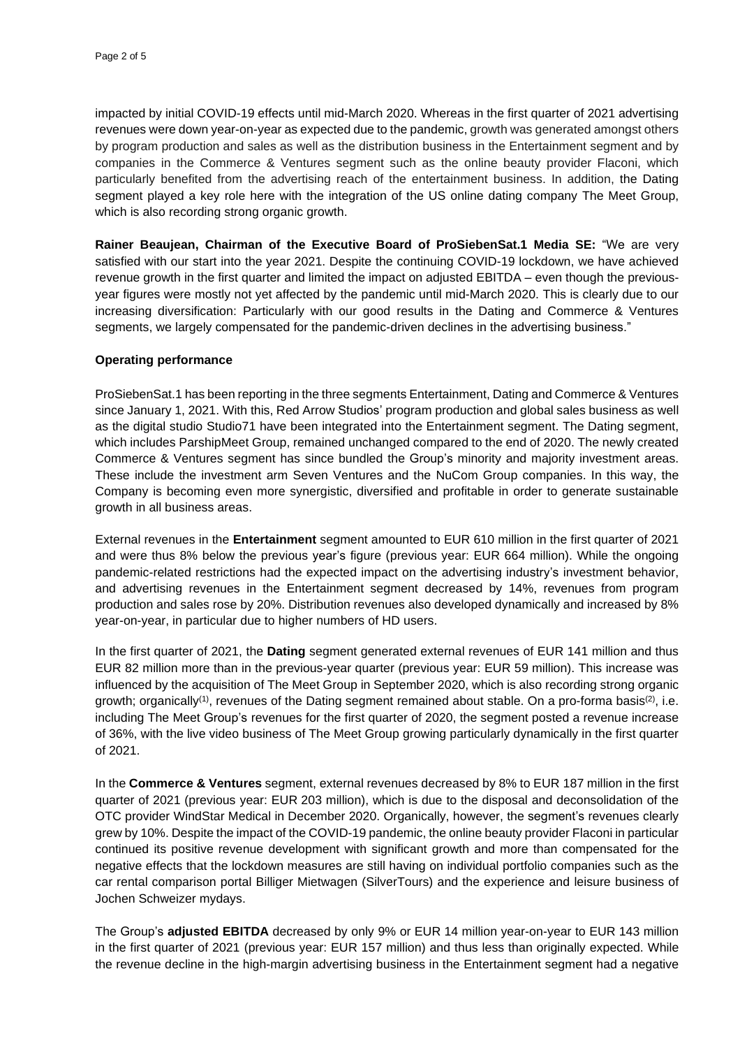impacted by initial COVID-19 effects until mid-March 2020. Whereas in the first quarter of 2021 advertising revenues were down year-on-year as expected due to the pandemic, growth was generated amongst others by program production and sales as well as the distribution business in the Entertainment segment and by companies in the Commerce & Ventures segment such as the online beauty provider Flaconi, which particularly benefited from the advertising reach of the entertainment business. In addition, the Dating segment played a key role here with the integration of the US online dating company The Meet Group, which is also recording strong organic growth.

**Rainer Beaujean, Chairman of the Executive Board of ProSiebenSat.1 Media SE:** "We are very satisfied with our start into the year 2021. Despite the continuing COVID-19 lockdown, we have achieved revenue growth in the first quarter and limited the impact on adjusted EBITDA – even though the previous-year figures were mostly not yet affected by the pandemic until mid-March 2020. This is clearly due to our increasing diversification: Particularly with our good results in the Dating and Commerce & Ventures segments, we largely compensated for the pandemic-driven declines in the advertising business."

**Operating performance**

ProSiebenSat.1 has been reporting in the three segments Entertainment, Dating and Commerce & Ventures since January 1, 2021. With this, Red Arrow Studios' program production and global sales business as well as the digital studio Studio71 have been integrated into the Entertainment segment. The Dating segment, which includes ParshipMeet Group, remained unchanged compared to the end of 2020. The newly created Commerce & Ventures segment has since bundled the Group's minority and majority investment areas. These include the investment arm Seven Ventures and the NuCom Group companies. In this way, the Company is becoming even more synergistic, diversified and profitable in order to generate sustainable growth in all business areas.

External revenues in the **Entertainment** segment amounted to EUR 610 million in the first quarter of 2021 and were thus 8% below the previous year's figure (previous year: EUR 664 million). While the ongoing pandemic-related restrictions had the expected impact on the advertising industry's investment behavior, and advertising revenues in the Entertainment segment decreased by 14%, revenues from program production and sales rose by 20%. Distribution revenues also developed dynamically and increased by 8% year-on-year, in particular due to higher numbers of HD users.

In the first quarter of 2021, the **Dating** segment generated external revenues of EUR 141 million and thus EUR 82 million more than in the previous-year quarter (previous year: EUR 59 million). This increase was influenced by the acquisition of The Meet Group in September 2020, which is also recording strong organic growth; organically[(1)], revenues of the Dating segment remained about stable. On a pro-forma basis[(2)], i.e. including The Meet Group's revenues for the first quarter of 2020, the segment posted a revenue increase of 36%, with the live video business of The Meet Group growing particularly dynamically in the first quarter of 2021.

In the **Commerce & Ventures** segment, external revenues decreased by 8% to EUR 187 million in the first quarter of 2021 (previous year: EUR 203 million), which is due to the disposal and deconsolidation of the OTC provider WindStar Medical in December 2020. Organically, however, the segment's revenues clearly grew by 10%. Despite the impact of the COVID-19 pandemic, the online beauty provider Flaconi in particular continued its positive revenue development with significant growth and more than compensated for the negative effects that the lockdown measures are still having on individual portfolio companies such as the car rental comparison portal Billiger Mietwagen (SilverTours) and the experience and leisure business of Jochen Schweizer mydays.

The Group's **adjusted EBITDA** decreased by only 9% or EUR 14 million year-on-year to EUR 143 million in the first quarter of 2021 (previous year: EUR 157 million) and thus less than originally expected. While the revenue decline in the high-margin advertising business in the Entertainment segment had a negative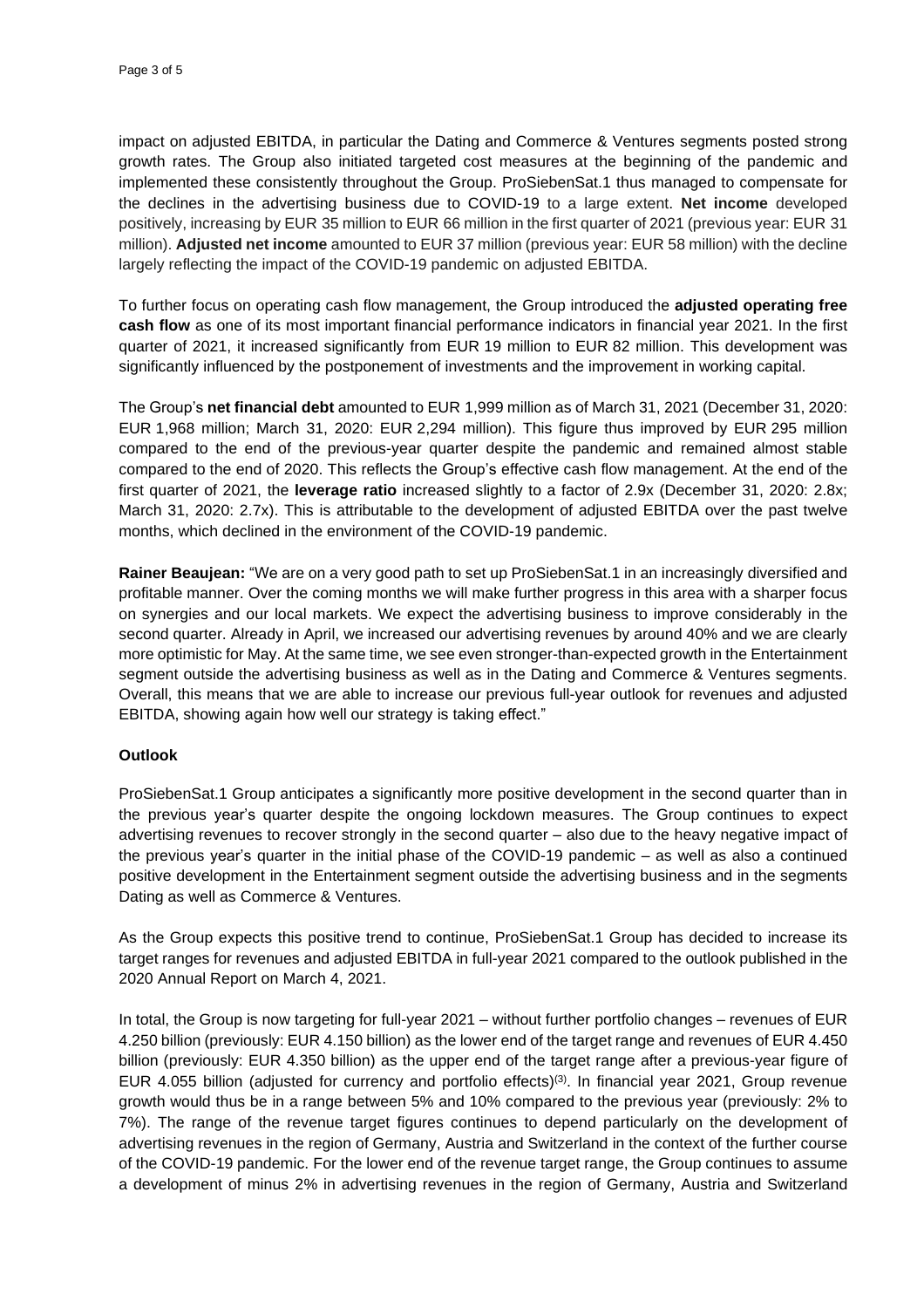impact on adjusted EBITDA, in particular the Dating and Commerce & Ventures segments posted strong growth rates. The Group also initiated targeted cost measures at the beginning of the pandemic and implemented these consistently throughout the Group. ProSiebenSat.1 thus managed to compensate for the declines in the advertising business due to COVID-19 to a large extent. **Net income** developed positively, increasing by EUR 35 million to EUR 66 million in the first quarter of 2021 (previous year: EUR 31 million). **Adjusted net income** amounted to EUR 37 million (previous year: EUR 58 million) with the decline largely reflecting the impact of the COVID-19 pandemic on adjusted EBITDA.

To further focus on operating cash flow management, the Group introduced the **adjusted operating free cash flow** as one of its most important financial performance indicators in financial year 2021. In the first quarter of 2021, it increased significantly from EUR 19 million to EUR 82 million. This development was significantly influenced by the postponement of investments and the improvement in working capital.

The Group's **net financial debt** amounted to EUR 1,999 million as of March 31, 2021 (December 31, 2020: EUR 1,968 million; March 31, 2020: EUR 2,294 million). This figure thus improved by EUR 295 million compared to the end of the previous-year quarter despite the pandemic and remained almost stable compared to the end of 2020. This reflects the Group's effective cash flow management. At the end of the first quarter of 2021, the **leverage ratio** increased slightly to a factor of 2.9x (December 31, 2020: 2.8x; March 31, 2020: 2.7x). This is attributable to the development of adjusted EBITDA over the past twelve months, which declined in the environment of the COVID-19 pandemic.

**Rainer Beaujean:** "We are on a very good path to set up ProSiebenSat.1 in an increasingly diversified and profitable manner. Over the coming months we will make further progress in this area with a sharper focus on synergies and our local markets. We expect the advertising business to improve considerably in the second quarter. Already in April, we increased our advertising revenues by around 40% and we are clearly more optimistic for May. At the same time, we see even stronger-than-expected growth in the Entertainment segment outside the advertising business as well as in the Dating and Commerce & Ventures segments. Overall, this means that we are able to increase our previous full-year outlook for revenues and adjusted EBITDA, showing again how well our strategy is taking effect."

**Outlook**

ProSiebenSat.1 Group anticipates a significantly more positive development in the second quarter than in the previous year's quarter despite the ongoing lockdown measures. The Group continues to expect advertising revenues to recover strongly in the second quarter – also due to the heavy negative impact of the previous year's quarter in the initial phase of the COVID-19 pandemic – as well as also a continued positive development in the Entertainment segment outside the advertising business and in the segments Dating as well as Commerce & Ventures.

As the Group expects this positive trend to continue, ProSiebenSat.1 Group has decided to increase its target ranges for revenues and adjusted EBITDA in full-year 2021 compared to the outlook published in the 2020 Annual Report on March 4, 2021.

In total, the Group is now targeting for full-year 2021 – without further portfolio changes – revenues of EUR 4.250 billion (previously: EUR 4.150 billion) as the lower end of the target range and revenues of EUR 4.450 billion (previously: EUR 4.350 billion) as the upper end of the target range after a previous-year figure of EUR 4.055 billion (adjusted for currency and portfolio effects)[3]. In financial year 2021, Group revenue growth would thus be in a range between 5% and 10% compared to the previous year (previously: 2% to 7%). The range of the revenue target figures continues to depend particularly on the development of advertising revenues in the region of Germany, Austria and Switzerland in the context of the further course of the COVID-19 pandemic. For the lower end of the revenue target range, the Group continues to assume a development of minus 2% in advertising revenues in the region of Germany, Austria and Switzerland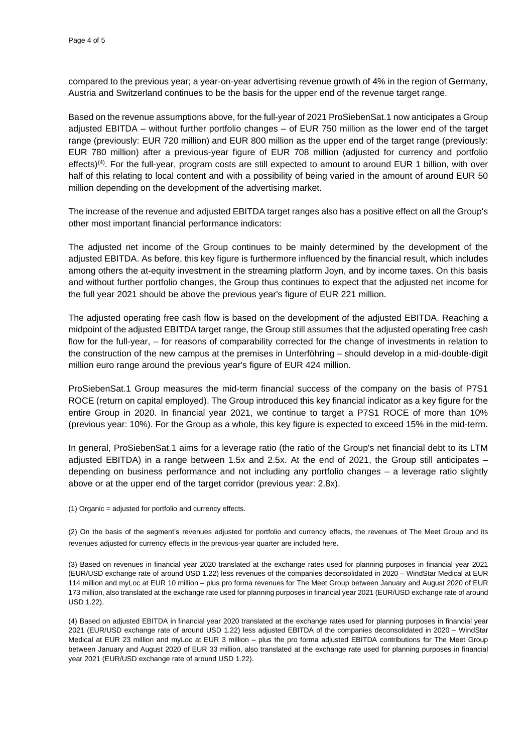compared to the previous year; a year-on-year advertising revenue growth of 4% in the region of Germany, Austria and Switzerland continues to be the basis for the upper end of the revenue target range.

Based on the revenue assumptions above, for the full-year of 2021 ProSiebenSat.1 now anticipates a Group adjusted EBITDA – without further portfolio changes – of EUR 750 million as the lower end of the target range (previously: EUR 720 million) and EUR 800 million as the upper end of the target range (previously: EUR 780 million) after a previous-year figure of EUR 708 million (adjusted for currency and portfolio effects)[(4)]. For the full-year, program costs are still expected to amount to around EUR 1 billion, with over half of this relating to local content and with a possibility of being varied in the amount of around EUR 50 million depending on the development of the advertising market.

The increase of the revenue and adjusted EBITDA target ranges also has a positive effect on all the Group's other most important financial performance indicators:

The adjusted net income of the Group continues to be mainly determined by the development of the adjusted EBITDA. As before, this key figure is furthermore influenced by the financial result, which includes among others the at-equity investment in the streaming platform Joyn, and by income taxes. On this basis and without further portfolio changes, the Group thus continues to expect that the adjusted net income for the full year 2021 should be above the previous year's figure of EUR 221 million.

The adjusted operating free cash flow is based on the development of the adjusted EBITDA. Reaching a midpoint of the adjusted EBITDA target range, the Group still assumes that the adjusted operating free cash flow for the full-year, – for reasons of comparability corrected for the change of investments in relation to the construction of the new campus at the premises in Unterföhring – should develop in a mid-double-digit million euro range around the previous year's figure of EUR 424 million.

ProSiebenSat.1 Group measures the mid-term financial success of the company on the basis of P7S1 ROCE (return on capital employed). The Group introduced this key financial indicator as a key figure for the entire Group in 2020. In financial year 2021, we continue to target a P7S1 ROCE of more than 10% (previous year: 10%). For the Group as a whole, this key figure is expected to exceed 15% in the mid-term.

In general, ProSiebenSat.1 aims for a leverage ratio (the ratio of the Group's net financial debt to its LTM adjusted EBITDA) in a range between 1.5x and 2.5x. At the end of 2021, the Group still anticipates – depending on business performance and not including any portfolio changes – a leverage ratio slightly above or at the upper end of the target corridor (previous year: 2.8x).

(1) Organic = adjusted for portfolio and currency effects.

(2) On the basis of the segment's revenues adjusted for portfolio and currency effects, the revenues of The Meet Group and its revenues adjusted for currency effects in the previous-year quarter are included here.

(3) Based on revenues in financial year 2020 translated at the exchange rates used for planning purposes in financial year 2021 (EUR/USD exchange rate of around USD 1.22) less revenues of the companies deconsolidated in 2020 – WindStar Medical at EUR 114 million and myLoc at EUR 10 million – plus pro forma revenues for The Meet Group between January and August 2020 of EUR 173 million, also translated at the exchange rate used for planning purposes in financial year 2021 (EUR/USD exchange rate of around USD 1.22).

(4) Based on adjusted EBITDA in financial year 2020 translated at the exchange rates used for planning purposes in financial year 2021 (EUR/USD exchange rate of around USD 1.22) less adjusted EBITDA of the companies deconsolidated in 2020 – WindStar Medical at EUR 23 million and myLoc at EUR 3 million – plus the pro forma adjusted EBITDA contributions for The Meet Group between January and August 2020 of EUR 33 million, also translated at the exchange rate used for planning purposes in financial year 2021 (EUR/USD exchange rate of around USD 1.22).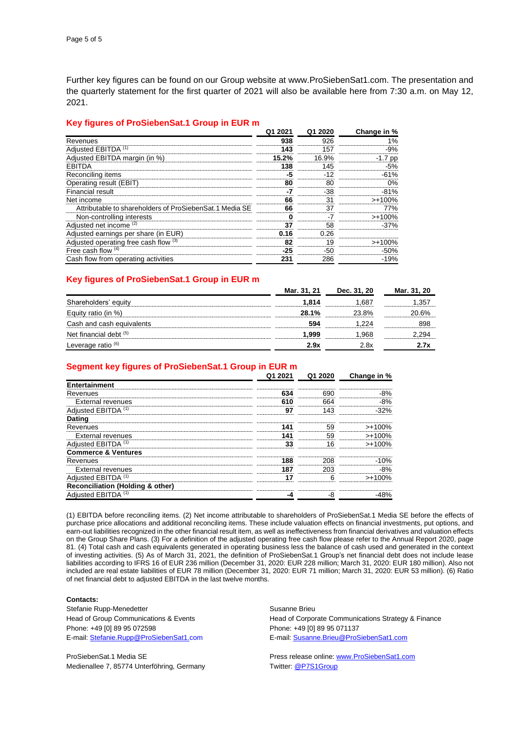Further key figures can be found on our Group website at www.ProSiebenSat1.com. The presentation and the quarterly statement for the first quarter of 2021 will also be available here from 7:30 a.m. on May 12, 2021.

## Key figures of ProSiebenSat.1 Group in EUR m

| | Q1 2021 | Q1 2020 | Change in % |
|---|---|---|---|
| Revenues | **938** | 926 | 1% |
| Adjusted EBITDA (1) | **143** | 157 | -9% |
| Adjusted EBITDA margin (in %) | **15.2%** | 16.9% | -1.7 pp |
| EBITDA | **138** | 145 | -5% |
| Reconciling items | **-5** | -12 | -61% |
| Operating result (EBIT) | **80** | 80 | 0% |
| Financial result | **-7** | -38 | -81% |
| Net income | **66** | 31 | >+100% |
| Attributable to shareholders of ProSiebenSat.1 Media SE | **66** | 37 | 77% |
| Non-controlling interests | **0** | -7 | >+100% |
| Adjusted net income (2) | **37** | 58 | -37% |
| Adjusted earnings per share (in EUR) | **0.16** | 0.26 | |
| Adjusted operating free cash flow (3) | **82** | 19 | >+100% |
| Free cash flow (4) | **-25** | -50 | -50% |
| Cash flow from operating activities | **231** | 286 | -19% |

## Key figures of ProSiebenSat.1 Group in EUR m

| | Mar. 31, 21 | Dec. 31, 20 | Mar. 31, 20 |
|---|---|---|---|
| Shareholders' equity | **1,814** | 1,687 | 1,357 |
| Equity ratio (in %) | **28.1%** | 23.8% | 20.6% |
| Cash and cash equivalents | **594** | 1,224 | 898 |
| Net financial debt (5) | **1,999** | 1,968 | 2,294 |
| Leverage ratio (6) | **2.9x** | 2.8x | **2.7x** |

## Segment key figures of ProSiebenSat.1 Group in EUR m

| | Q1 2021 | Q1 2020 | Change in % |
|---|---|---|---|
| **Entertainment** | | | |
| Revenues | **634** | 690 | -8% |
| External revenues | **610** | 664 | -8% |
| Adjusted EBITDA (1) | **97** | 143 | -32% |
| **Dating** | | | |
| Revenues | **141** | 59 | >+100% |
| External revenues | **141** | 59 | >+100% |
| Adjusted EBITDA (1) | **33** | 16 | >+100% |
| **Commerce & Ventures** | | | |
| Revenues | **188** | 208 | -10% |
| External revenues | **187** | 203 | -8% |
| Adjusted EBITDA (1) | **17** | 6 | >+100% |
| **Reconciliation (Holding & other)** | | | |
| Adjusted EBITDA (1) | **-4** | -8 | -48% |

(1) EBITDA before reconciling items. (2) Net income attributable to shareholders of ProSiebenSat.1 Media SE before the effects of purchase price allocations and additional reconciling items. These include valuation effects on financial investments, put options, and earn-out liabilities recognized in the other financial result item, as well as ineffectiveness from financial derivatives and valuation effects on the Group Share Plans. (3) For a definition of the adjusted operating free cash flow please refer to the Annual Report 2020, page 81. (4) Total cash and cash equivalents generated in operating business less the balance of cash used and generated in the context of investing activities. (5) As of March 31, 2021, the definition of ProSiebenSat.1 Group's net financial debt does not include lease liabilities according to IFRS 16 of EUR 236 million (December 31, 2020: EUR 228 million; March 31, 2020: EUR 180 million). Also not included are real estate liabilities of EUR 78 million (December 31, 2020: EUR 71 million; March 31, 2020: EUR 53 million). (6) Ratio of net financial debt to adjusted EBITDA in the last twelve months.

**Contacts:**

Stefanie Rupp-Menedetter
Head of Group Communications & Events
Phone: +49 [0] 89 95 072598
E-mail: Stefanie.Rupp@ProSiebenSat1.com

Susanne Brieu
Head of Corporate Communications Strategy & Finance
Phone: +49 [0] 89 95 071137
E-mail: Susanne.Brieu@ProSiebenSat1.com

ProSiebenSat.1 Media SE
Medienallee 7, 85774 Unterföhring, Germany

Press release online: www.ProSiebenSat1.com
Twitter: @P7S1Group